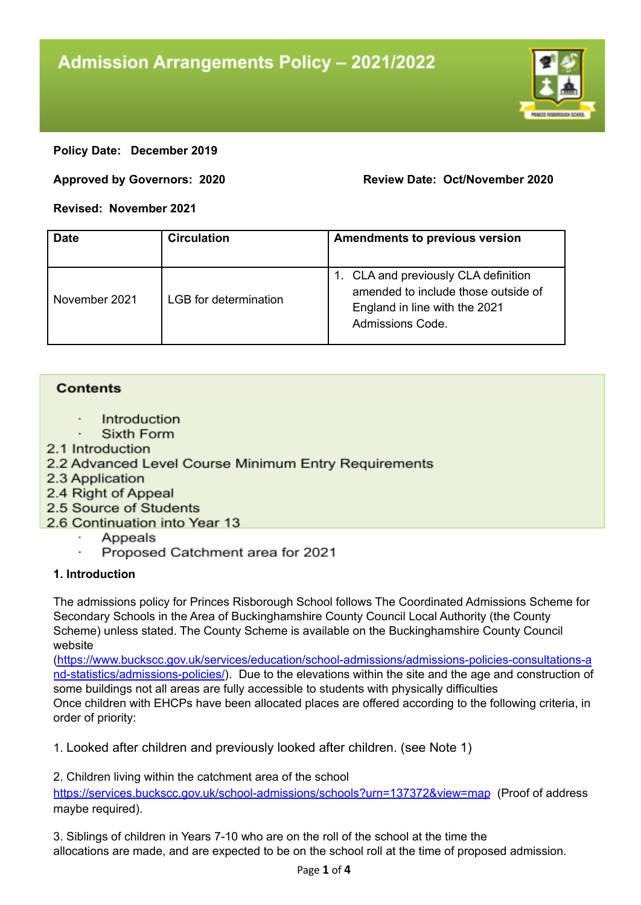# Admission Arrangements Policy – 2021/2022

**Policy Date: December 2019**

**Approved by Governors: 2020** **Review Date: Oct/November 2020**

**Revised: November 2021**

| Date | Circulation | Amendments to previous version |
|---|---|---|
| November 2021 | LGB for determination | 1. CLA and previously CLA definition amended to include those outside of England in line with the 2021 Admissions Code. |

**Contents**

- Introduction
- Sixth Form

2.1 Introduction
2.2 Advanced Level Course Minimum Entry Requirements
2.3 Application
2.4 Right of Appeal
2.5 Source of Students
2.6 Continuation into Year 13

- Appeals
- Proposed Catchment area for 2021

**1. Introduction**

The admissions policy for Princes Risborough School follows The Coordinated Admissions Scheme for Secondary Schools in the Area of Buckinghamshire County Council Local Authority (the County Scheme) unless stated. The County Scheme is available on the Buckinghamshire County Council website (https://www.buckscc.gov.uk/services/education/school-admissions/admissions-policies-consultations-and-statistics/admissions-policies/). Due to the elevations within the site and the age and construction of some buildings not all areas are fully accessible to students with physically difficulties
Once children with EHCPs have been allocated places are offered according to the following criteria, in order of priority:

1. Looked after children and previously looked after children. (see Note 1)

2. Children living within the catchment area of the school https://services.buckscc.gov.uk/school-admissions/schools?urn=137372&view=map (Proof of address maybe required).

3. Siblings of children in Years 7-10 who are on the roll of the school at the time the allocations are made, and are expected to be on the school roll at the time of proposed admission.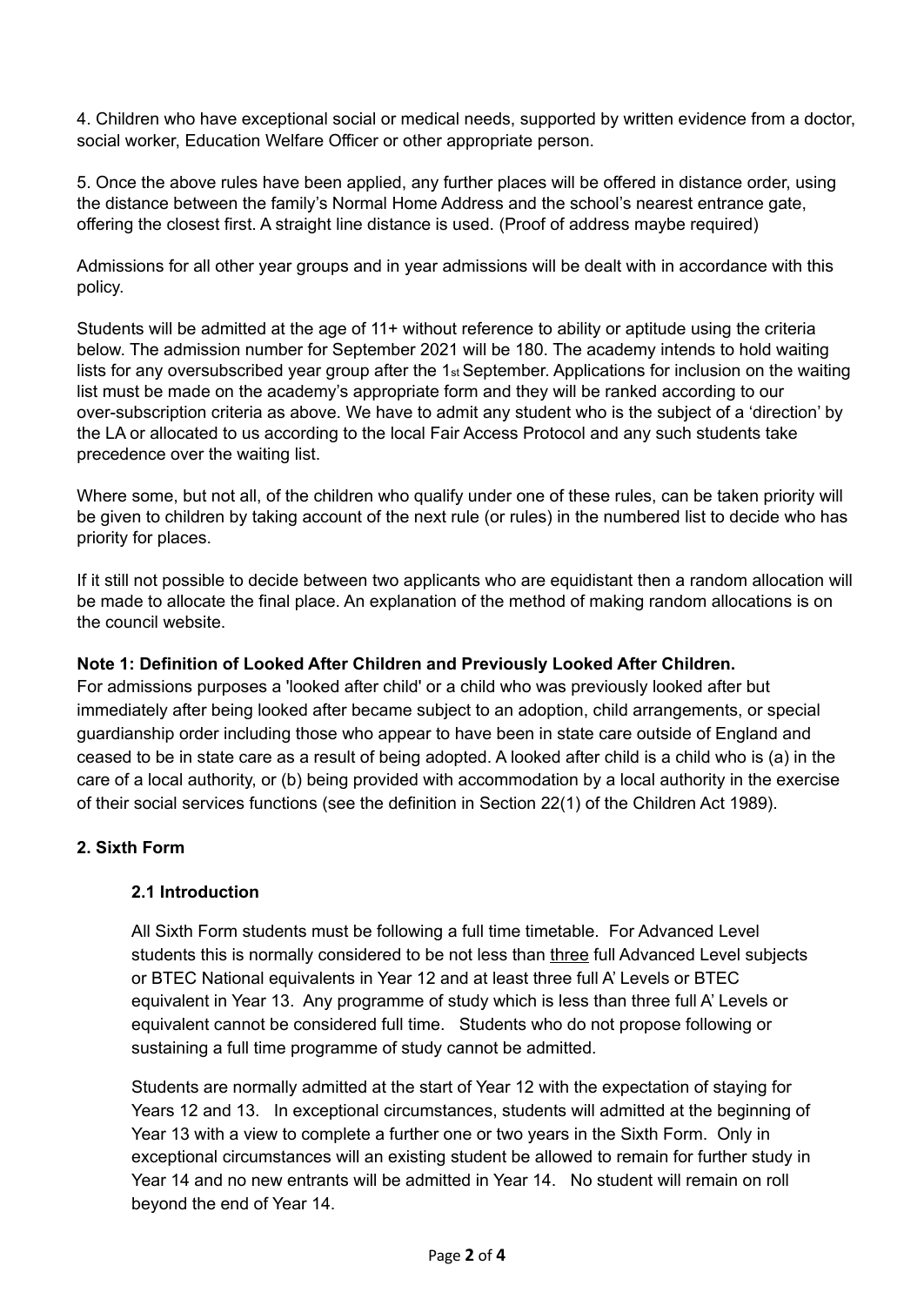4. Children who have exceptional social or medical needs, supported by written evidence from a doctor, social worker, Education Welfare Officer or other appropriate person.

5. Once the above rules have been applied, any further places will be offered in distance order, using the distance between the family's Normal Home Address and the school's nearest entrance gate, offering the closest first. A straight line distance is used. (Proof of address maybe required)

Admissions for all other year groups and in year admissions will be dealt with in accordance with this policy.

Students will be admitted at the age of 11+ without reference to ability or aptitude using the criteria below. The admission number for September 2021 will be 180. The academy intends to hold waiting lists for any oversubscribed year group after the 1st September. Applications for inclusion on the waiting list must be made on the academy's appropriate form and they will be ranked according to our over-subscription criteria as above. We have to admit any student who is the subject of a 'direction' by the LA or allocated to us according to the local Fair Access Protocol and any such students take precedence over the waiting list.

Where some, but not all, of the children who qualify under one of these rules, can be taken priority will be given to children by taking account of the next rule (or rules) in the numbered list to decide who has priority for places.

If it still not possible to decide between two applicants who are equidistant then a random allocation will be made to allocate the final place. An explanation of the method of making random allocations is on the council website.

**Note 1: Definition of Looked After Children and Previously Looked After Children.**
For admissions purposes a 'looked after child' or a child who was previously looked after but immediately after being looked after became subject to an adoption, child arrangements, or special guardianship order including those who appear to have been in state care outside of England and ceased to be in state care as a result of being adopted. A looked after child is a child who is (a) in the care of a local authority, or (b) being provided with accommodation by a local authority in the exercise of their social services functions (see the definition in Section 22(1) of the Children Act 1989).

## 2. Sixth Form

### 2.1 Introduction

All Sixth Form students must be following a full time timetable. For Advanced Level students this is normally considered to be not less than <u>three</u> full Advanced Level subjects or BTEC National equivalents in Year 12 and at least three full A' Levels or BTEC equivalent in Year 13. Any programme of study which is less than three full A' Levels or equivalent cannot be considered full time. Students who do not propose following or sustaining a full time programme of study cannot be admitted.

Students are normally admitted at the start of Year 12 with the expectation of staying for Years 12 and 13. In exceptional circumstances, students will admitted at the beginning of Year 13 with a view to complete a further one or two years in the Sixth Form. Only in exceptional circumstances will an existing student be allowed to remain for further study in Year 14 and no new entrants will be admitted in Year 14. No student will remain on roll beyond the end of Year 14.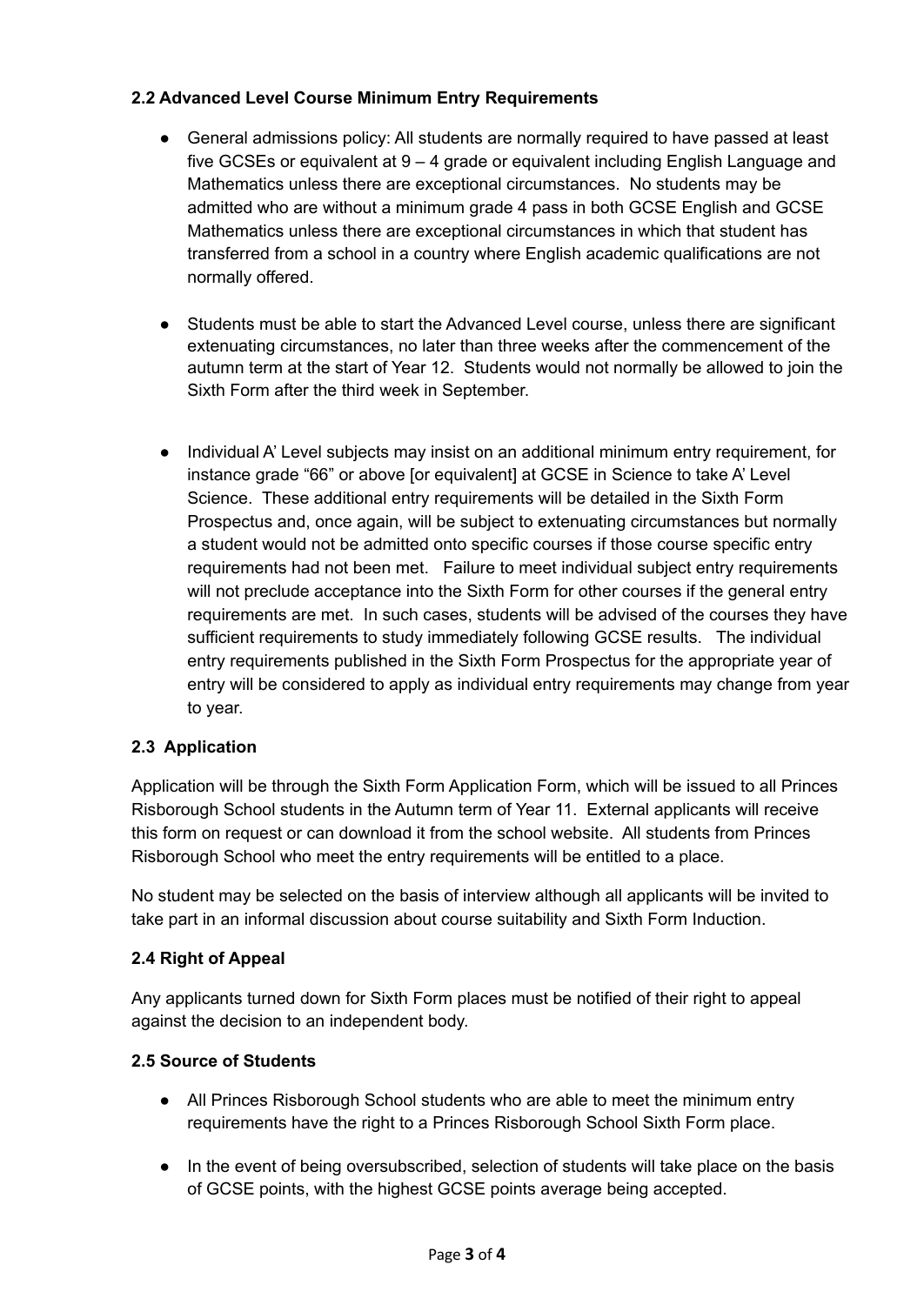### 2.2 Advanced Level Course Minimum Entry Requirements

- General admissions policy: All students are normally required to have passed at least five GCSEs or equivalent at 9 – 4 grade or equivalent including English Language and Mathematics unless there are exceptional circumstances. No students may be admitted who are without a minimum grade 4 pass in both GCSE English and GCSE Mathematics unless there are exceptional circumstances in which that student has transferred from a school in a country where English academic qualifications are not normally offered.

- Students must be able to start the Advanced Level course, unless there are significant extenuating circumstances, no later than three weeks after the commencement of the autumn term at the start of Year 12. Students would not normally be allowed to join the Sixth Form after the third week in September.

- Individual A' Level subjects may insist on an additional minimum entry requirement, for instance grade "66" or above [or equivalent] at GCSE in Science to take A' Level Science. These additional entry requirements will be detailed in the Sixth Form Prospectus and, once again, will be subject to extenuating circumstances but normally a student would not be admitted onto specific courses if those course specific entry requirements had not been met. Failure to meet individual subject entry requirements will not preclude acceptance into the Sixth Form for other courses if the general entry requirements are met. In such cases, students will be advised of the courses they have sufficient requirements to study immediately following GCSE results. The individual entry requirements published in the Sixth Form Prospectus for the appropriate year of entry will be considered to apply as individual entry requirements may change from year to year.

### 2.3 Application

Application will be through the Sixth Form Application Form, which will be issued to all Princes Risborough School students in the Autumn term of Year 11. External applicants will receive this form on request or can download it from the school website. All students from Princes Risborough School who meet the entry requirements will be entitled to a place.

No student may be selected on the basis of interview although all applicants will be invited to take part in an informal discussion about course suitability and Sixth Form Induction.

### 2.4 Right of Appeal

Any applicants turned down for Sixth Form places must be notified of their right to appeal against the decision to an independent body.

### 2.5 Source of Students

- All Princes Risborough School students who are able to meet the minimum entry requirements have the right to a Princes Risborough School Sixth Form place.

- In the event of being oversubscribed, selection of students will take place on the basis of GCSE points, with the highest GCSE points average being accepted.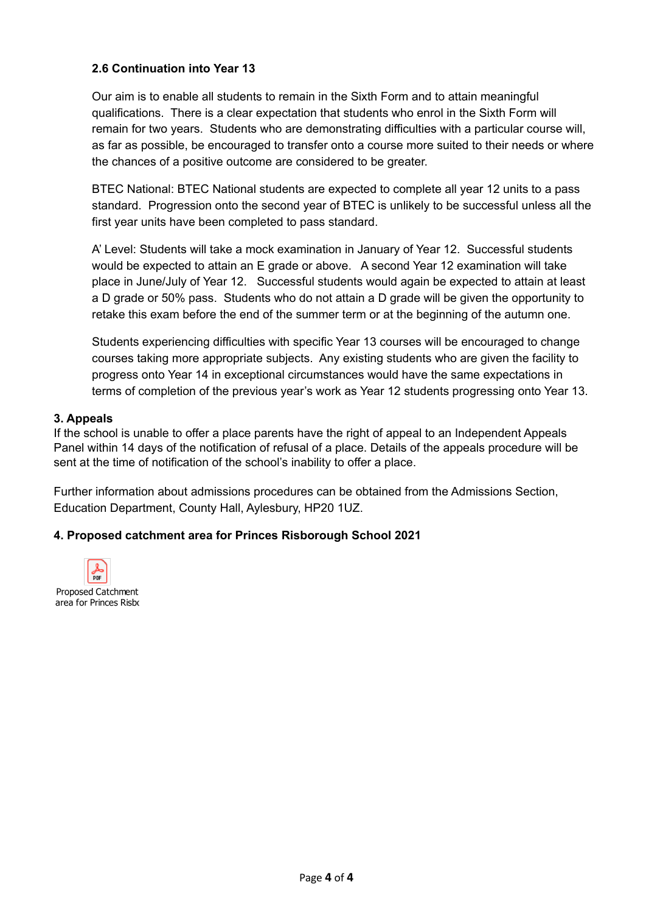### 2.6 Continuation into Year 13

Our aim is to enable all students to remain in the Sixth Form and to attain meaningful qualifications. There is a clear expectation that students who enrol in the Sixth Form will remain for two years. Students who are demonstrating difficulties with a particular course will, as far as possible, be encouraged to transfer onto a course more suited to their needs or where the chances of a positive outcome are considered to be greater.

BTEC National: BTEC National students are expected to complete all year 12 units to a pass standard. Progression onto the second year of BTEC is unlikely to be successful unless all the first year units have been completed to pass standard.

A' Level: Students will take a mock examination in January of Year 12. Successful students would be expected to attain an E grade or above. A second Year 12 examination will take place in June/July of Year 12. Successful students would again be expected to attain at least a D grade or 50% pass. Students who do not attain a D grade will be given the opportunity to retake this exam before the end of the summer term or at the beginning of the autumn one.

Students experiencing difficulties with specific Year 13 courses will be encouraged to change courses taking more appropriate subjects. Any existing students who are given the facility to progress onto Year 14 in exceptional circumstances would have the same expectations in terms of completion of the previous year's work as Year 12 students progressing onto Year 13.

## 3. Appeals

If the school is unable to offer a place parents have the right of appeal to an Independent Appeals Panel within 14 days of the notification of refusal of a place. Details of the appeals procedure will be sent at the time of notification of the school's inability to offer a place.

Further information about admissions procedures can be obtained from the Admissions Section, Education Department, County Hall, Aylesbury, HP20 1UZ.

## 4. Proposed catchment area for Princes Risborough School 2021

Proposed Catchment area for Princes Risbo